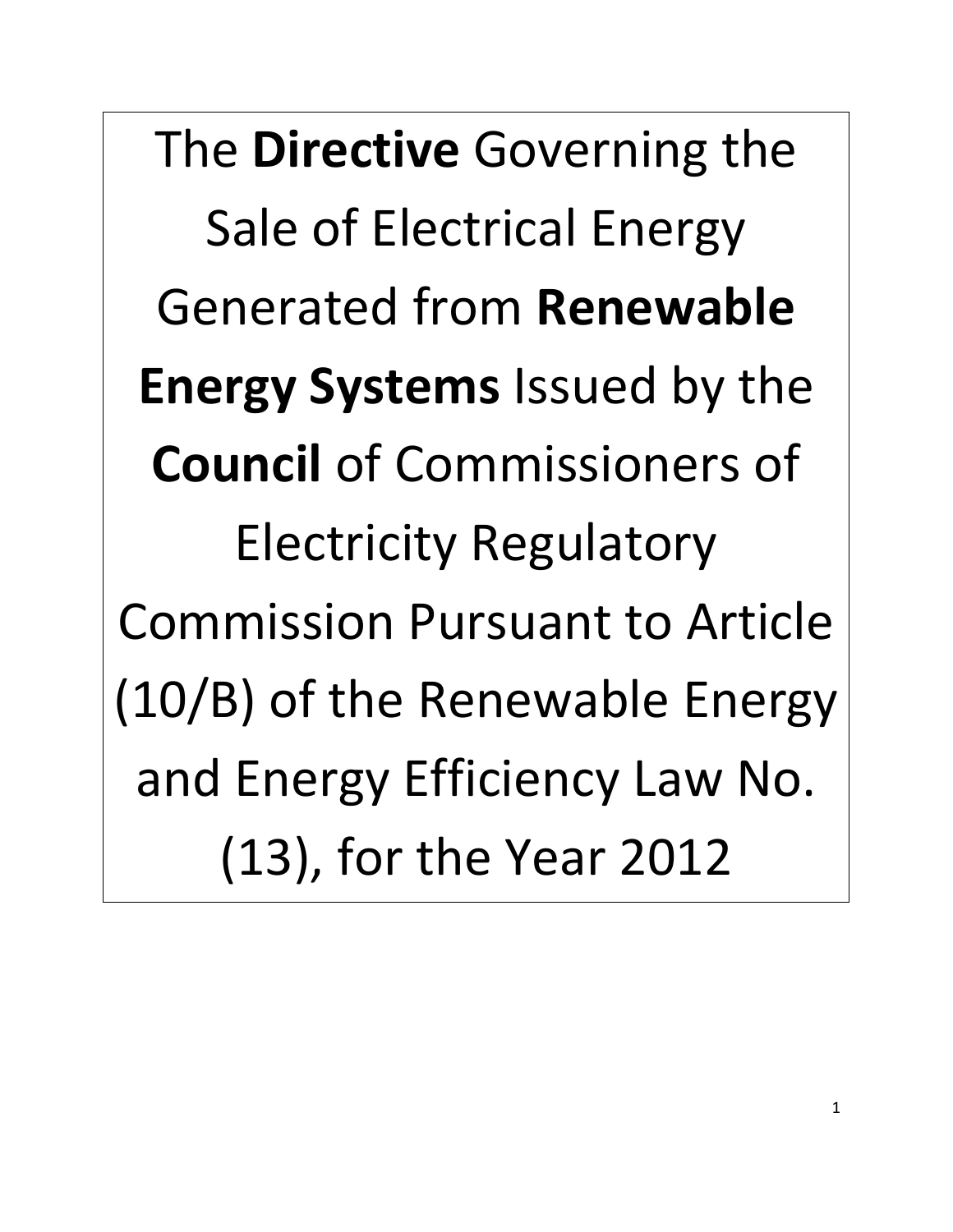# The **Directive** Governing the Sale of Electrical Energy Generated from **Renewable Energy Systems** Issued by the **Council** of Commissioners of Electricity Regulatory Commission Pursuant to Article (10/B) of the Renewable Energy and Energy Efficiency Law No. (13), for the Year 2012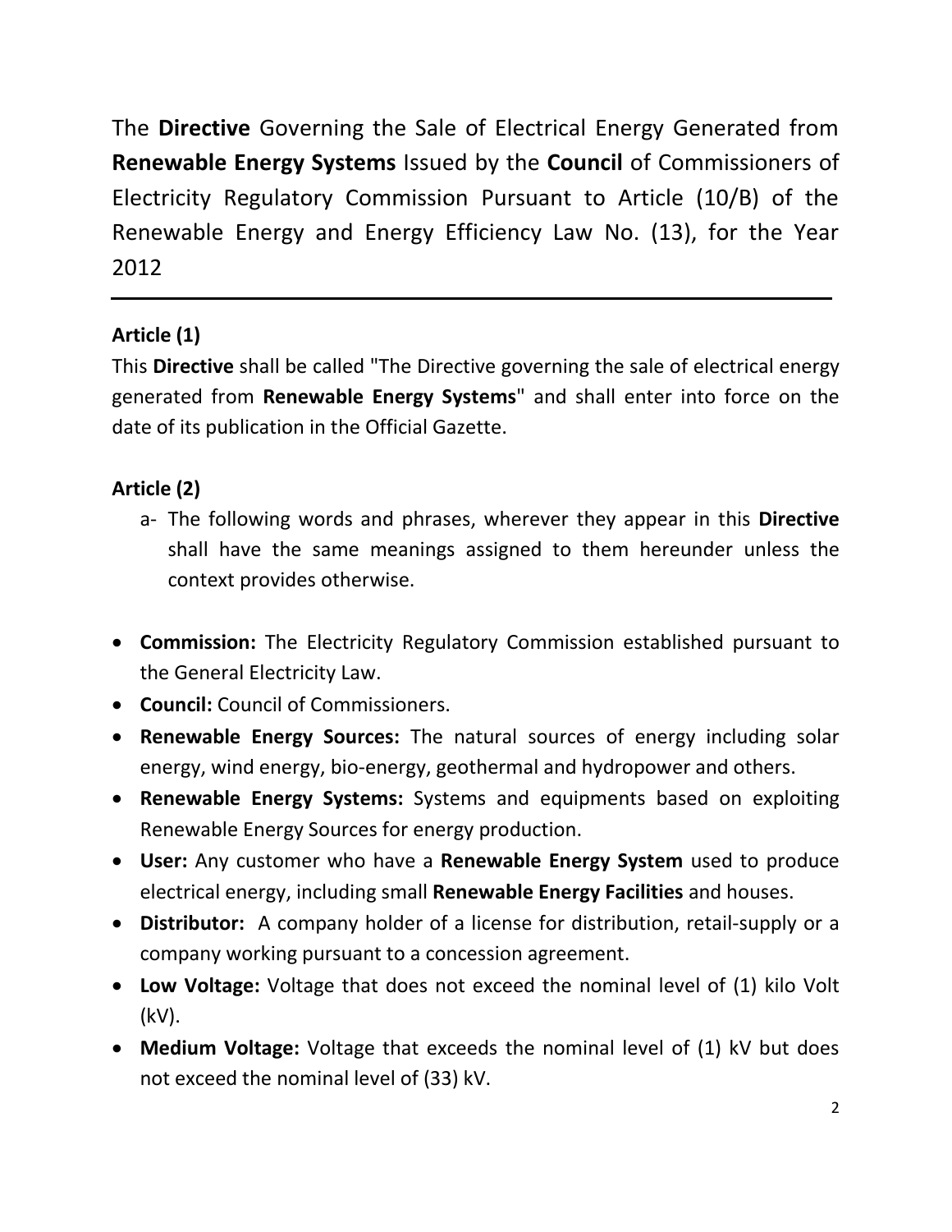The **Directive** Governing the Sale of Electrical Energy Generated from **Renewable Energy Systems** Issued by the **Council** of Commissioners of Electricity Regulatory Commission Pursuant to Article (10/B) of the Renewable Energy and Energy Efficiency Law No. (13), for the Year 2012

---

**Article (1)**

This **Directive** shall be called "The Directive governing the sale of electrical energy generated from **Renewable Energy Systems**" and shall enter into force on the date of its publication in the Official Gazette.

**Article (2)**

a- The following words and phrases, wherever they appear in this **Directive** shall have the same meanings assigned to them hereunder unless the context provides otherwise.

- **Commission:** The Electricity Regulatory Commission established pursuant to the General Electricity Law.
- **Council:** Council of Commissioners.
- **Renewable Energy Sources:** The natural sources of energy including solar energy, wind energy, bio-energy, geothermal and hydropower and others.
- **Renewable Energy Systems:** Systems and equipments based on exploiting Renewable Energy Sources for energy production.
- **User:** Any customer who have a **Renewable Energy System** used to produce electrical energy, including small **Renewable Energy Facilities** and houses.
- **Distributor:** A company holder of a license for distribution, retail-supply or a company working pursuant to a concession agreement.
- **Low Voltage:** Voltage that does not exceed the nominal level of (1) kilo Volt (kV).
- **Medium Voltage:** Voltage that exceeds the nominal level of (1) kV but does not exceed the nominal level of (33) kV.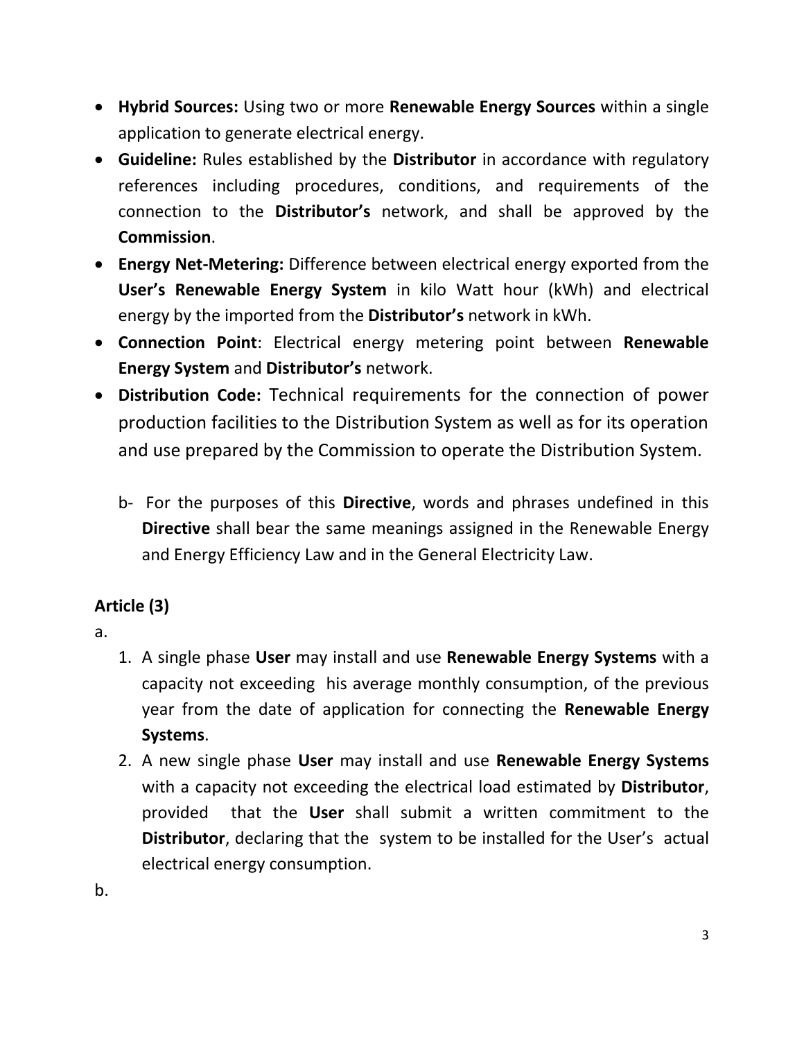- **Hybrid Sources:** Using two or more **Renewable Energy Sources** within a single application to generate electrical energy.
- **Guideline:** Rules established by the **Distributor** in accordance with regulatory references including procedures, conditions, and requirements of the connection to the **Distributor's** network, and shall be approved by the **Commission**.
- **Energy Net-Metering:** Difference between electrical energy exported from the **User's Renewable Energy System** in kilo Watt hour (kWh) and electrical energy by the imported from the **Distributor's** network in kWh.
- **Connection Point**: Electrical energy metering point between **Renewable Energy System** and **Distributor's** network.
- **Distribution Code:** Technical requirements for the connection of power production facilities to the Distribution System as well as for its operation and use prepared by the Commission to operate the Distribution System.

b- For the purposes of this **Directive**, words and phrases undefined in this **Directive** shall bear the same meanings assigned in the Renewable Energy and Energy Efficiency Law and in the General Electricity Law.

## Article (3)

a.

1. A single phase **User** may install and use **Renewable Energy Systems** with a capacity not exceeding his average monthly consumption, of the previous year from the date of application for connecting the **Renewable Energy Systems**.
2. A new single phase **User** may install and use **Renewable Energy Systems** with a capacity not exceeding the electrical load estimated by **Distributor**, provided that the **User** shall submit a written commitment to the **Distributor**, declaring that the system to be installed for the User's actual electrical energy consumption.

b.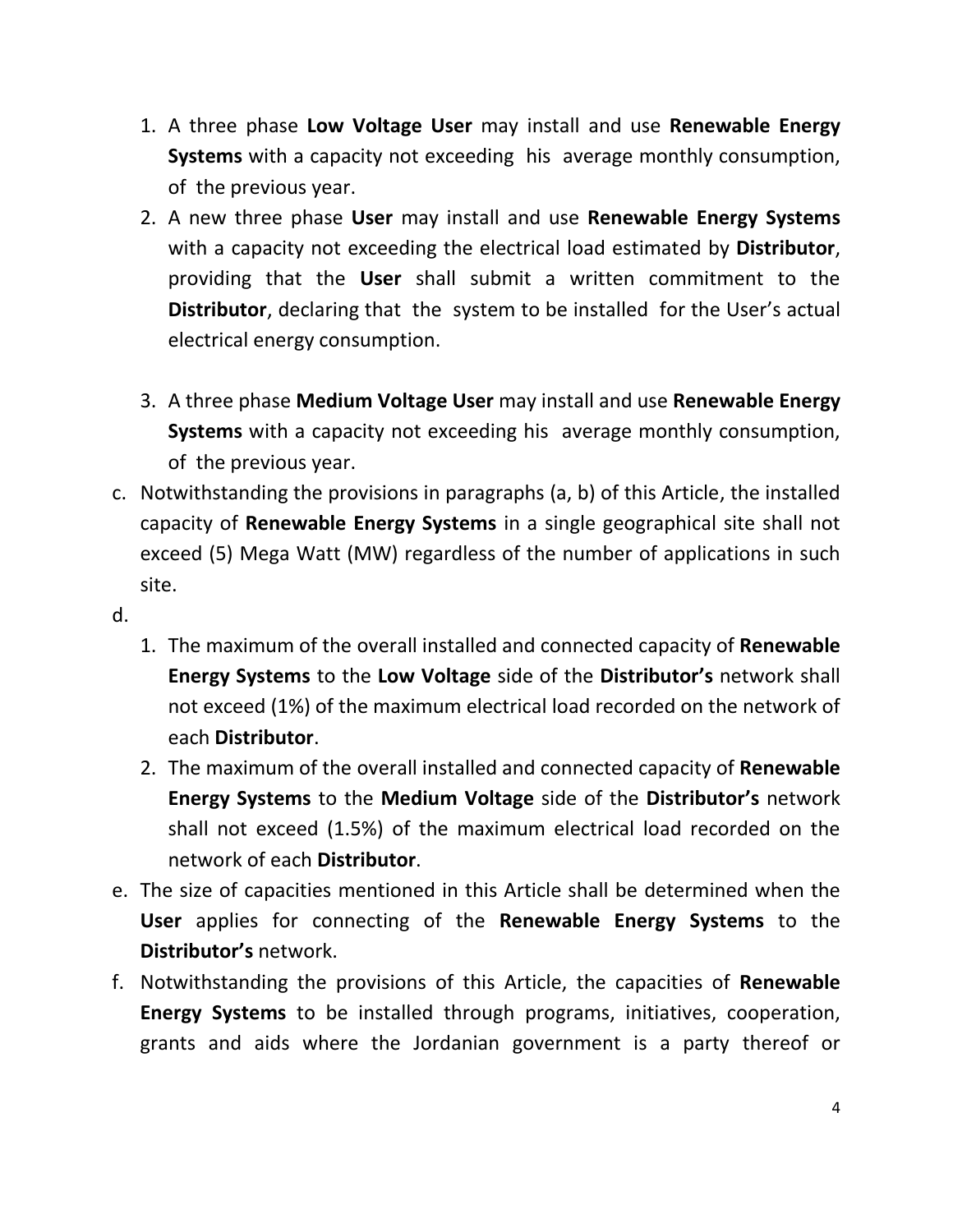1. A three phase **Low Voltage User** may install and use **Renewable Energy Systems** with a capacity not exceeding his average monthly consumption, of the previous year.
2. A new three phase **User** may install and use **Renewable Energy Systems** with a capacity not exceeding the electrical load estimated by **Distributor**, providing that the **User** shall submit a written commitment to the **Distributor**, declaring that the system to be installed for the User's actual electrical energy consumption.

3. A three phase **Medium Voltage User** may install and use **Renewable Energy Systems** with a capacity not exceeding his average monthly consumption, of the previous year.

c. Notwithstanding the provisions in paragraphs (a, b) of this Article, the installed capacity of **Renewable Energy Systems** in a single geographical site shall not exceed (5) Mega Watt (MW) regardless of the number of applications in such site.

d.
1. The maximum of the overall installed and connected capacity of **Renewable Energy Systems** to the **Low Voltage** side of the **Distributor's** network shall not exceed (1%) of the maximum electrical load recorded on the network of each **Distributor**.
2. The maximum of the overall installed and connected capacity of **Renewable Energy Systems** to the **Medium Voltage** side of the **Distributor's** network shall not exceed (1.5%) of the maximum electrical load recorded on the network of each **Distributor**.

e. The size of capacities mentioned in this Article shall be determined when the **User** applies for connecting of the **Renewable Energy Systems** to the **Distributor's** network.

f. Notwithstanding the provisions of this Article, the capacities of **Renewable Energy Systems** to be installed through programs, initiatives, cooperation, grants and aids where the Jordanian government is a party thereof or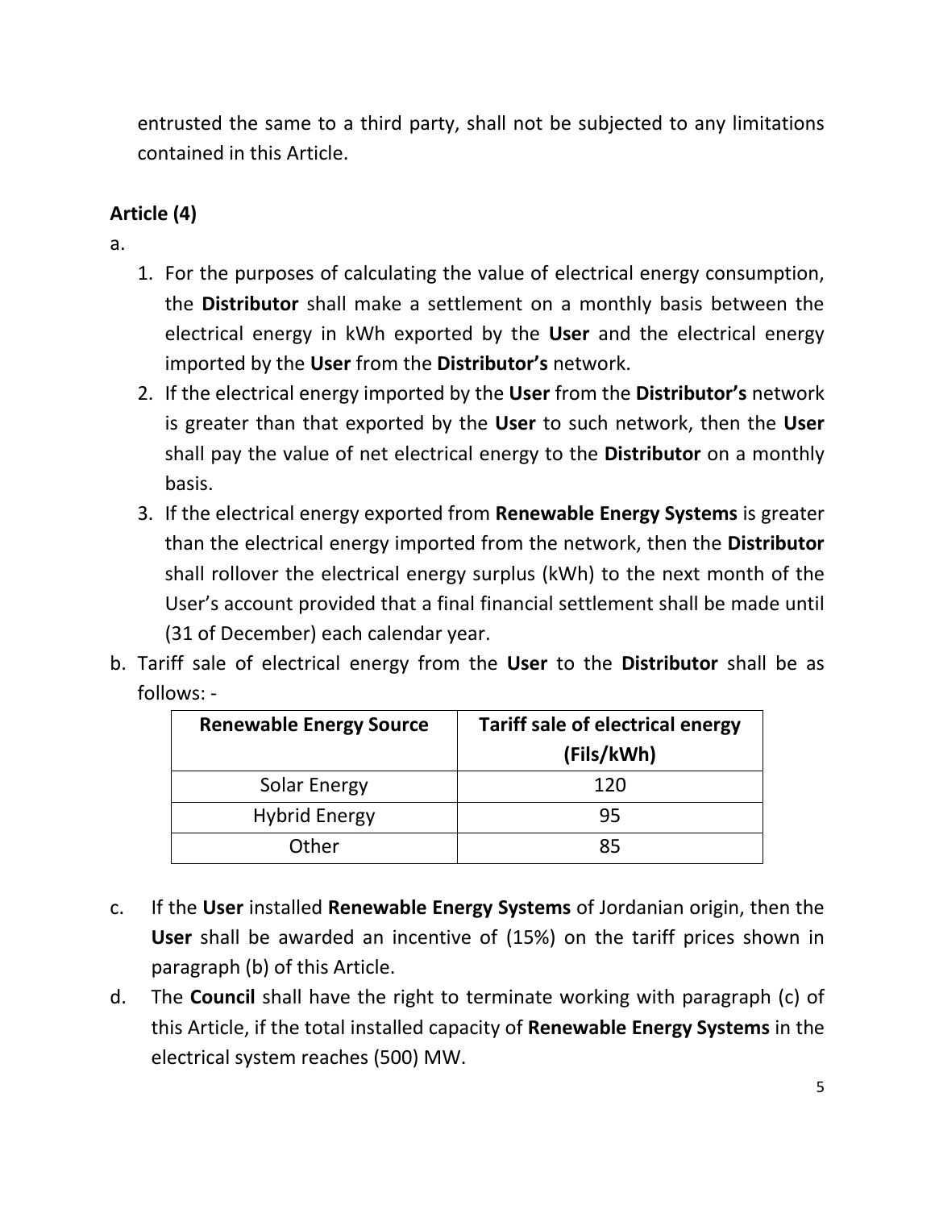entrusted the same to a third party, shall not be subjected to any limitations contained in this Article.

## Article (4)

a.

1. For the purposes of calculating the value of electrical energy consumption, the **Distributor** shall make a settlement on a monthly basis between the electrical energy in kWh exported by the **User** and the electrical energy imported by the **User** from the **Distributor's** network.
2. If the electrical energy imported by the **User** from the **Distributor's** network is greater than that exported by the **User** to such network, then the **User** shall pay the value of net electrical energy to the **Distributor** on a monthly basis.
3. If the electrical energy exported from **Renewable Energy Systems** is greater than the electrical energy imported from the network, then the **Distributor** shall rollover the electrical energy surplus (kWh) to the next month of the User's account provided that a final financial settlement shall be made until (31 of December) each calendar year.

b. Tariff sale of electrical energy from the **User** to the **Distributor** shall be as follows: -

| Renewable Energy Source | Tariff sale of electrical energy (Fils/kWh) |
|---|---|
| Solar Energy | 120 |
| Hybrid Energy | 95 |
| Other | 85 |

c. If the **User** installed **Renewable Energy Systems** of Jordanian origin, then the **User** shall be awarded an incentive of (15%) on the tariff prices shown in paragraph (b) of this Article.

d. The **Council** shall have the right to terminate working with paragraph (c) of this Article, if the total installed capacity of **Renewable Energy Systems** in the electrical system reaches (500) MW.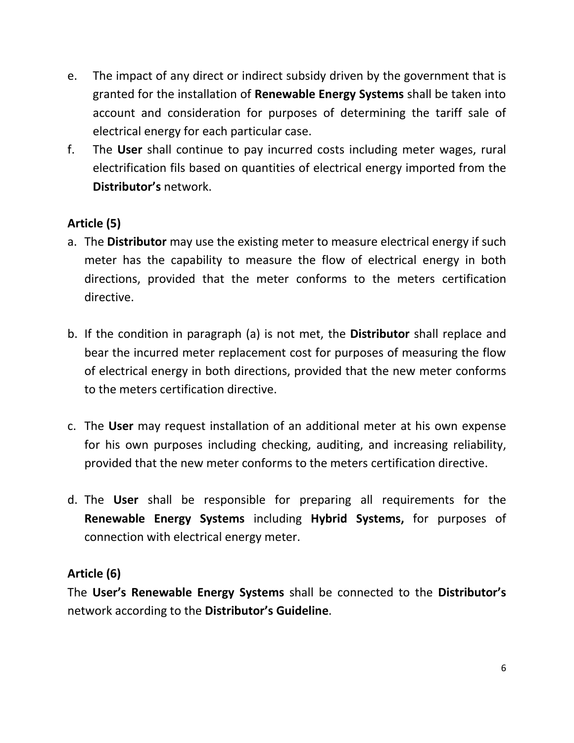e. The impact of any direct or indirect subsidy driven by the government that is granted for the installation of **Renewable Energy Systems** shall be taken into account and consideration for purposes of determining the tariff sale of electrical energy for each particular case.

f. The **User** shall continue to pay incurred costs including meter wages, rural electrification fils based on quantities of electrical energy imported from the **Distributor's** network.

**Article (5)**

a. The **Distributor** may use the existing meter to measure electrical energy if such meter has the capability to measure the flow of electrical energy in both directions, provided that the meter conforms to the meters certification directive.

b. If the condition in paragraph (a) is not met, the **Distributor** shall replace and bear the incurred meter replacement cost for purposes of measuring the flow of electrical energy in both directions, provided that the new meter conforms to the meters certification directive.

c. The **User** may request installation of an additional meter at his own expense for his own purposes including checking, auditing, and increasing reliability, provided that the new meter conforms to the meters certification directive.

d. The **User** shall be responsible for preparing all requirements for the **Renewable Energy Systems** including **Hybrid Systems,** for purposes of connection with electrical energy meter.

**Article (6)**

The **User's Renewable Energy Systems** shall be connected to the **Distributor's** network according to the **Distributor's Guideline**.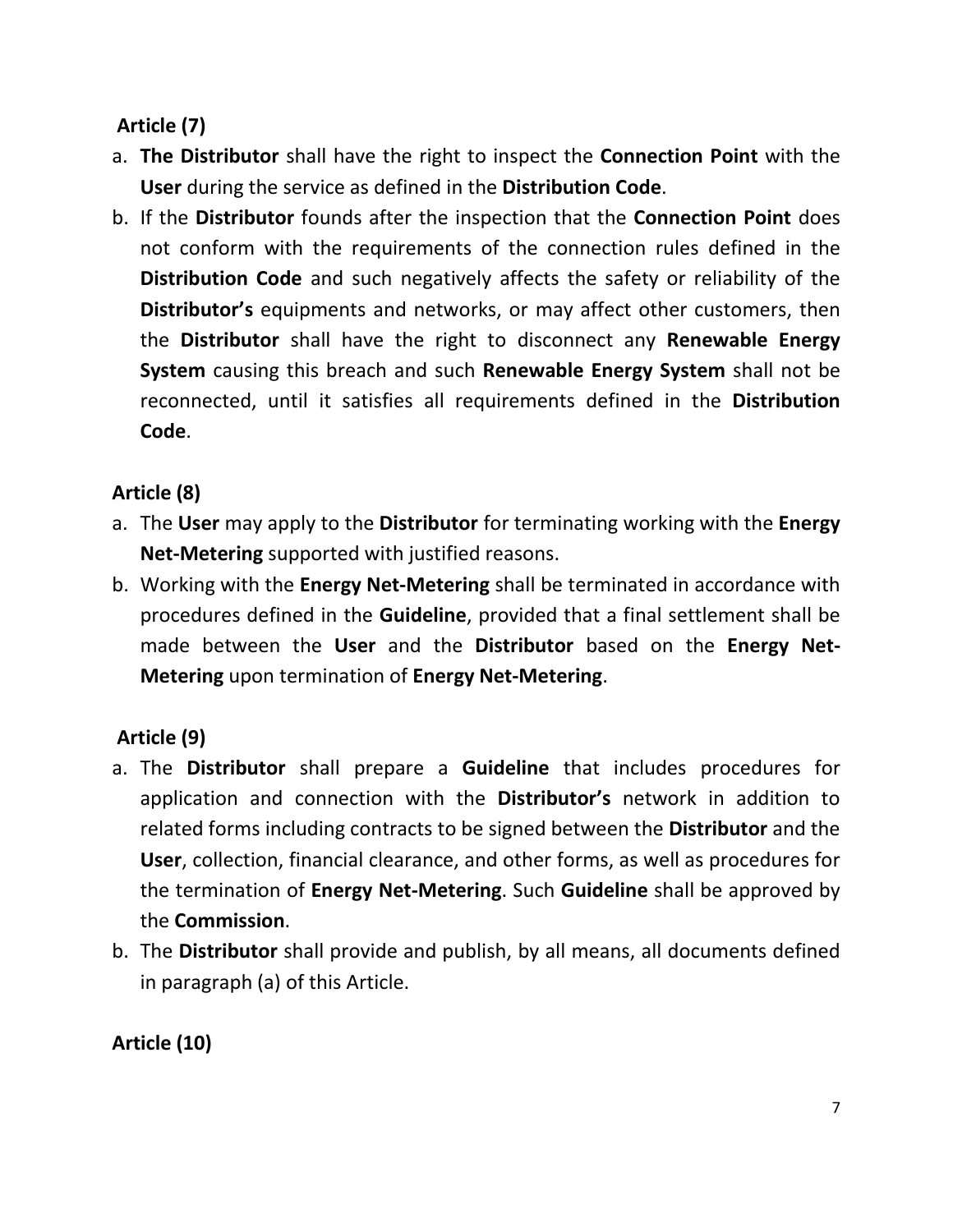**Article (7)**

a. **The Distributor** shall have the right to inspect the **Connection Point** with the **User** during the service as defined in the **Distribution Code**.
b. If the **Distributor** founds after the inspection that the **Connection Point** does not conform with the requirements of the connection rules defined in the **Distribution Code** and such negatively affects the safety or reliability of the **Distributor's** equipments and networks, or may affect other customers, then the **Distributor** shall have the right to disconnect any **Renewable Energy System** causing this breach and such **Renewable Energy System** shall not be reconnected, until it satisfies all requirements defined in the **Distribution Code**.

**Article (8)**

a. The **User** may apply to the **Distributor** for terminating working with the **Energy Net-Metering** supported with justified reasons.
b. Working with the **Energy Net-Metering** shall be terminated in accordance with procedures defined in the **Guideline**, provided that a final settlement shall be made between the **User** and the **Distributor** based on the **Energy Net-Metering** upon termination of **Energy Net-Metering**.

**Article (9)**

a. The **Distributor** shall prepare a **Guideline** that includes procedures for application and connection with the **Distributor's** network in addition to related forms including contracts to be signed between the **Distributor** and the **User**, collection, financial clearance, and other forms, as well as procedures for the termination of **Energy Net-Metering**. Such **Guideline** shall be approved by the **Commission**.
b. The **Distributor** shall provide and publish, by all means, all documents defined in paragraph (a) of this Article.

**Article (10)**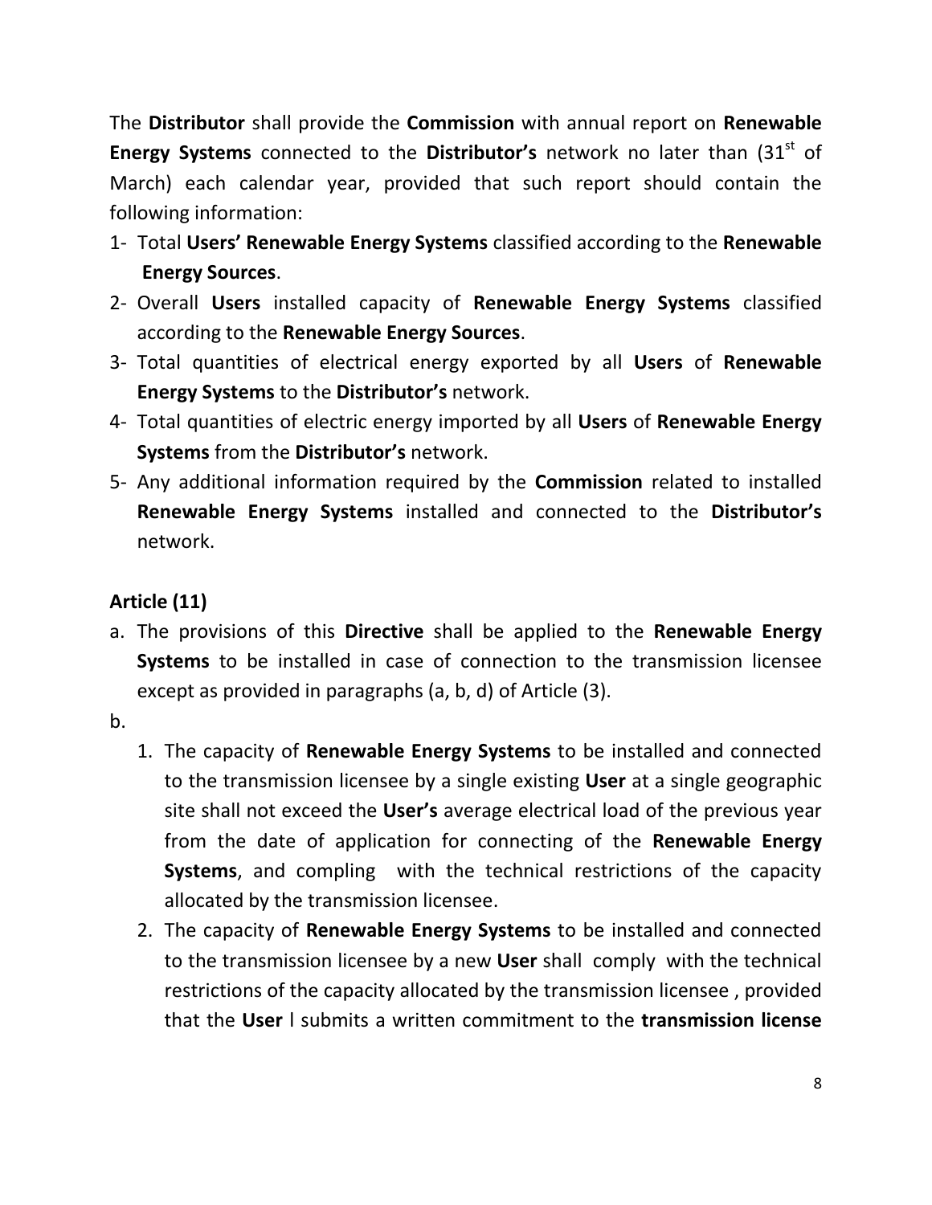The **Distributor** shall provide the **Commission** with annual report on **Renewable Energy Systems** connected to the **Distributor's** network no later than (31st of March) each calendar year, provided that such report should contain the following information:

1- Total **Users' Renewable Energy Systems** classified according to the **Renewable Energy Sources**.
2- Overall **Users** installed capacity of **Renewable Energy Systems** classified according to the **Renewable Energy Sources**.
3- Total quantities of electrical energy exported by all **Users** of **Renewable Energy Systems** to the **Distributor's** network.
4- Total quantities of electric energy imported by all **Users** of **Renewable Energy Systems** from the **Distributor's** network.
5- Any additional information required by the **Commission** related to installed **Renewable Energy Systems** installed and connected to the **Distributor's** network.

**Article (11)**

a. The provisions of this **Directive** shall be applied to the **Renewable Energy Systems** to be installed in case of connection to the transmission licensee except as provided in paragraphs (a, b, d) of Article (3).

b.

1. The capacity of **Renewable Energy Systems** to be installed and connected to the transmission licensee by a single existing **User** at a single geographic site shall not exceed the **User's** average electrical load of the previous year from the date of application for connecting of the **Renewable Energy Systems**, and compling with the technical restrictions of the capacity allocated by the transmission licensee.
2. The capacity of **Renewable Energy Systems** to be installed and connected to the transmission licensee by a new **User** shall comply with the technical restrictions of the capacity allocated by the transmission licensee , provided that the **User** l submits a written commitment to the **transmission license**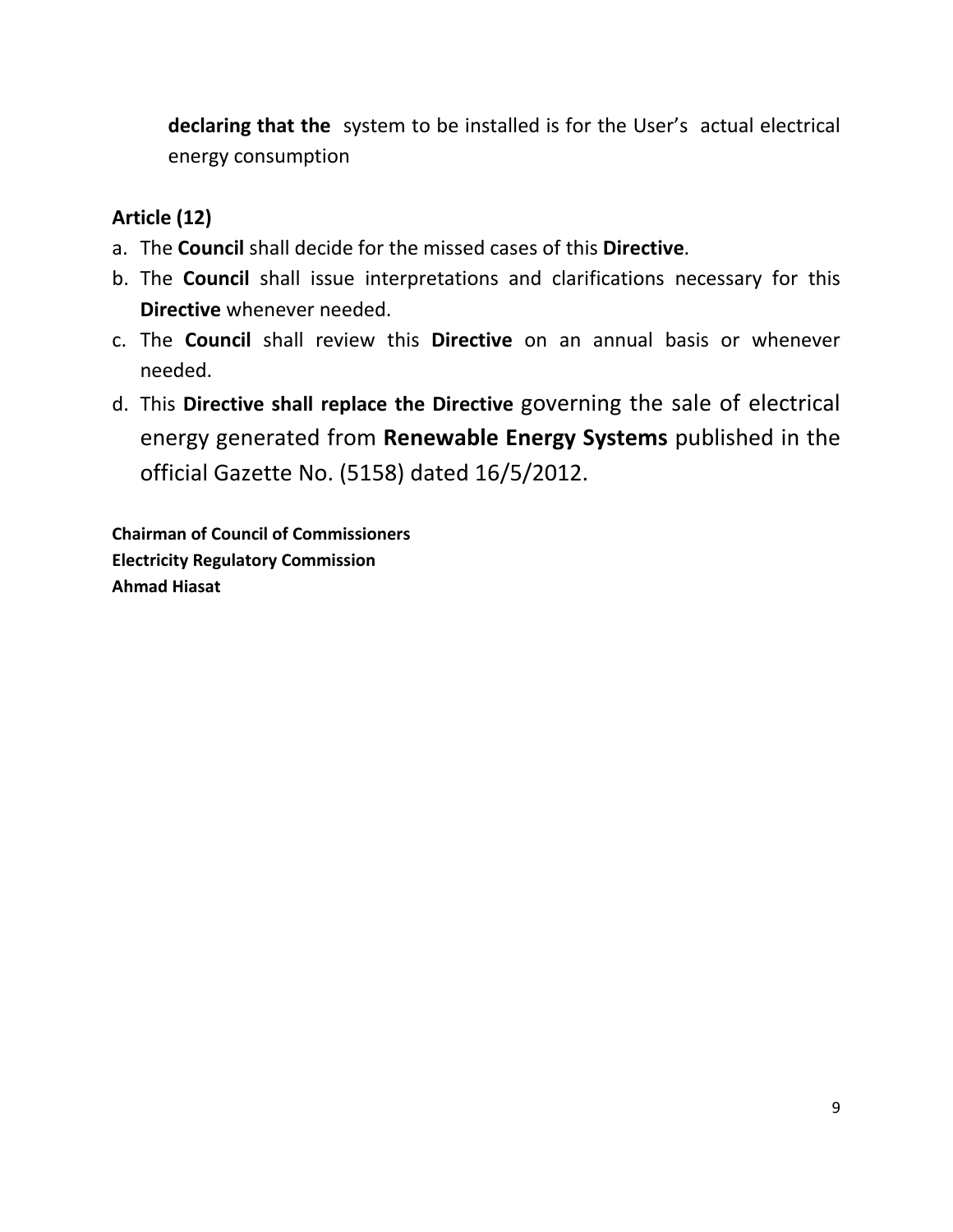**declaring that the** system to be installed is for the User's actual electrical energy consumption

**Article (12)**

a. The **Council** shall decide for the missed cases of this **Directive**.
b. The **Council** shall issue interpretations and clarifications necessary for this **Directive** whenever needed.
c. The **Council** shall review this **Directive** on an annual basis or whenever needed.
d. This **Directive shall replace the Directive** governing the sale of electrical energy generated from **Renewable Energy Systems** published in the official Gazette No. (5158) dated 16/5/2012.

**Chairman of Council of Commissioners**
**Electricity Regulatory Commission**
**Ahmad Hiasat**